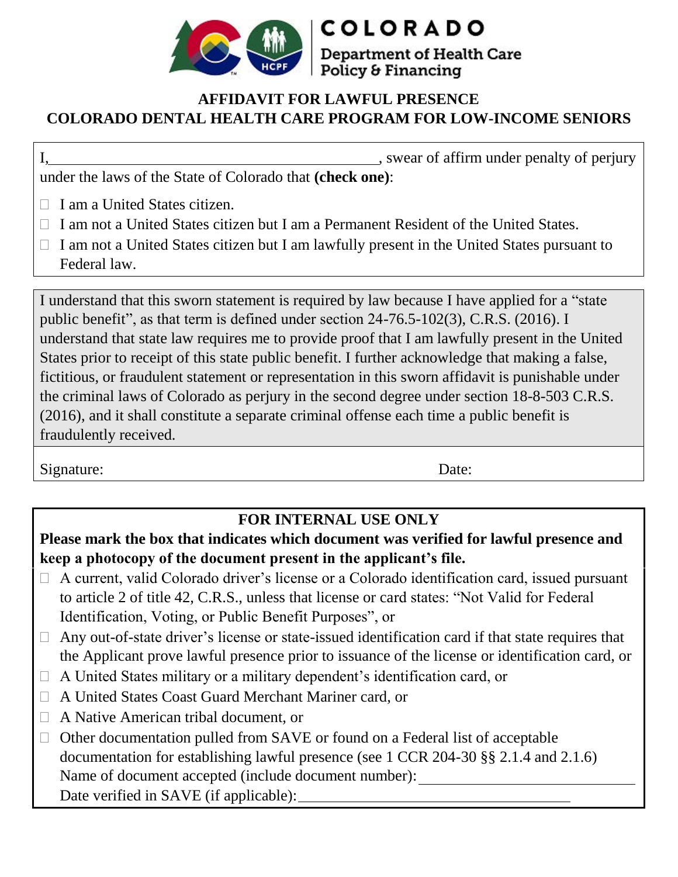COLORADO

Department of Health Care Policy & Financing

## AFFIDAVIT FOR LAWFUL PRESENCE
## COLORADO DENTAL HEALTH CARE PROGRAM FOR LOW-INCOME SENIORS

I,\_\_\_\_\_\_\_\_\_\_\_\_\_\_\_\_\_\_\_\_\_\_\_\_\_\_\_\_\_\_\_\_\_\_\_\_\_\_\_\_, swear of affirm under penalty of perjury under the laws of the State of Colorado that **(check one)**:

- ☐ I am a United States citizen.
- ☐ I am not a United States citizen but I am a Permanent Resident of the United States.
- ☐ I am not a United States citizen but I am lawfully present in the United States pursuant to Federal law.

I understand that this sworn statement is required by law because I have applied for a "state public benefit", as that term is defined under section 24-76.5-102(3), C.R.S. (2016). I understand that state law requires me to provide proof that I am lawfully present in the United States prior to receipt of this state public benefit. I further acknowledge that making a false, fictitious, or fraudulent statement or representation in this sworn affidavit is punishable under the criminal laws of Colorado as perjury in the second degree under section 18-8-503 C.R.S. (2016), and it shall constitute a separate criminal offense each time a public benefit is fraudulently received.

Signature: Date:

### FOR INTERNAL USE ONLY

**Please mark the box that indicates which document was verified for lawful presence and keep a photocopy of the document present in the applicant's file.**

- ☐ A current, valid Colorado driver's license or a Colorado identification card, issued pursuant to article 2 of title 42, C.R.S., unless that license or card states: "Not Valid for Federal Identification, Voting, or Public Benefit Purposes", or
- ☐ Any out-of-state driver's license or state-issued identification card if that state requires that the Applicant prove lawful presence prior to issuance of the license or identification card, or
- ☐ A United States military or a military dependent's identification card, or
- ☐ A United States Coast Guard Merchant Mariner card, or
- ☐ A Native American tribal document, or
- ☐ Other documentation pulled from SAVE or found on a Federal list of acceptable documentation for establishing lawful presence (see 1 CCR 204-30 §§ 2.1.4 and 2.1.6)
  Name of document accepted (include document number):\_\_\_\_\_\_\_\_\_\_\_\_\_\_\_\_\_\_\_\_\_\_\_\_\_\_\_\_
  Date verified in SAVE (if applicable):\_\_\_\_\_\_\_\_\_\_\_\_\_\_\_\_\_\_\_\_\_\_\_\_\_\_\_\_\_\_\_\_\_\_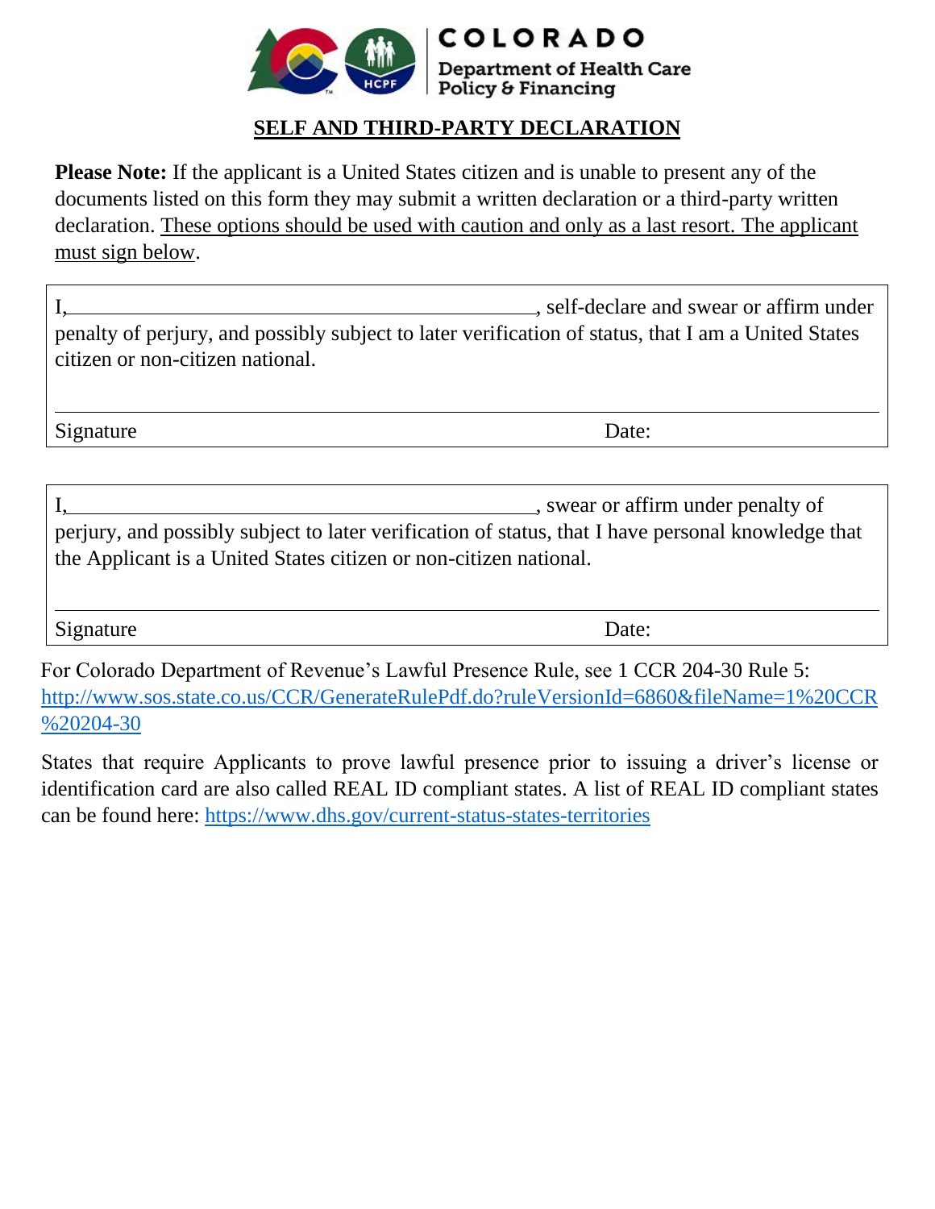COLORADO
Department of Health Care Policy & Financing

## SELF AND THIRD-PARTY DECLARATION

**Please Note:** If the applicant is a United States citizen and is unable to present any of the documents listed on this form they may submit a written declaration or a third-party written declaration. These options should be used with caution and only as a last resort. The applicant must sign below.

I,\_\_\_\_\_\_\_\_\_\_\_\_\_\_\_\_\_\_\_\_\_\_\_\_\_\_\_\_\_\_\_\_\_\_\_\_\_\_\_\_, self-declare and swear or affirm under penalty of perjury, and possibly subject to later verification of status, that I am a United States citizen or non-citizen national.

Signature \_\_\_\_\_\_\_\_\_\_\_\_\_\_\_\_\_\_\_\_ Date:

I,\_\_\_\_\_\_\_\_\_\_\_\_\_\_\_\_\_\_\_\_\_\_\_\_\_\_\_\_\_\_\_\_\_\_\_\_\_\_\_\_, swear or affirm under penalty of perjury, and possibly subject to later verification of status, that I have personal knowledge that the Applicant is a United States citizen or non-citizen national.

Signature \_\_\_\_\_\_\_\_\_\_\_\_\_\_\_\_\_\_\_\_ Date:

For Colorado Department of Revenue's Lawful Presence Rule, see 1 CCR 204-30 Rule 5: http://www.sos.state.co.us/CCR/GenerateRulePdf.do?ruleVersionId=6860&fileName=1%20CCR%20204-30

States that require Applicants to prove lawful presence prior to issuing a driver's license or identification card are also called REAL ID compliant states. A list of REAL ID compliant states can be found here: https://www.dhs.gov/current-status-states-territories